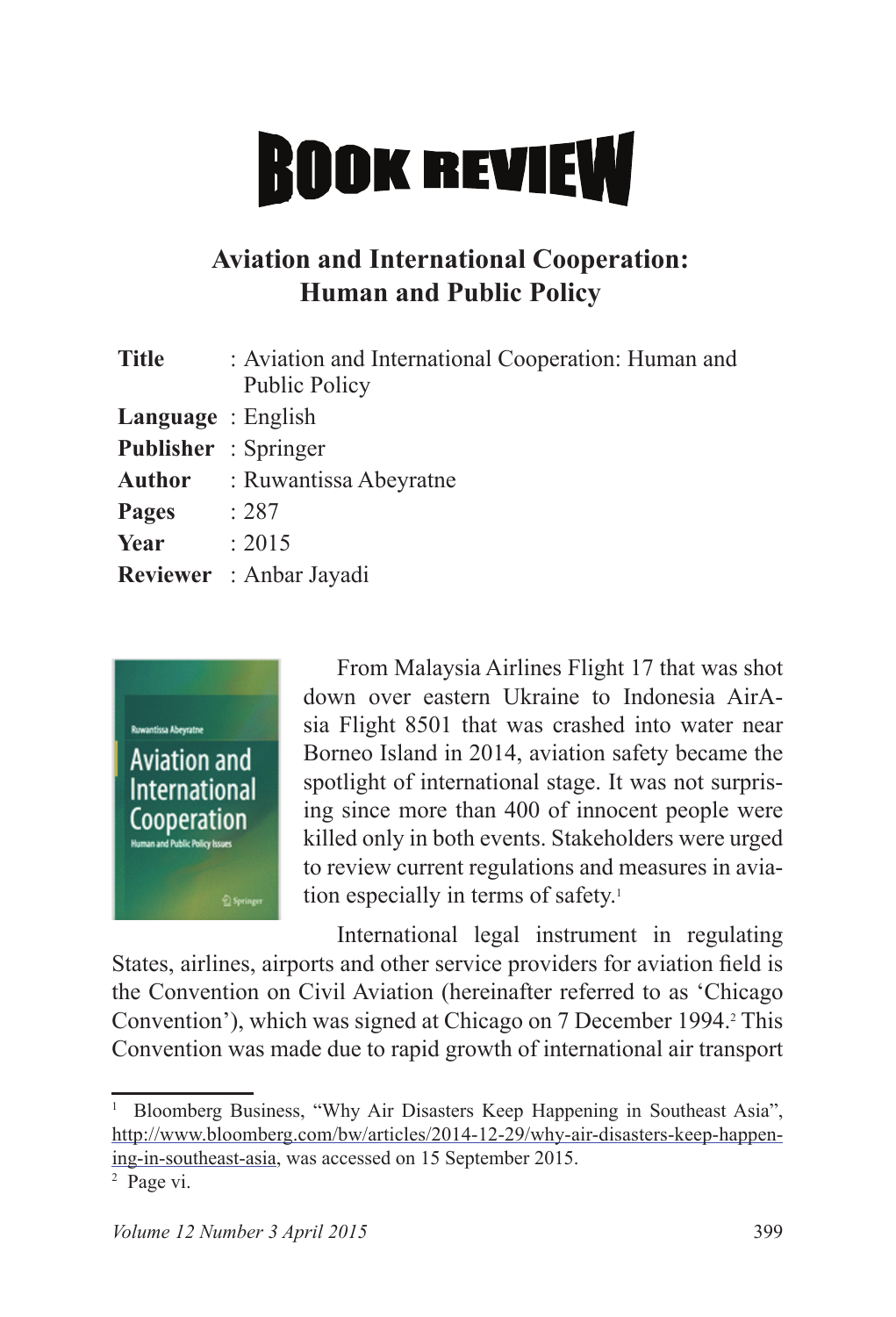# BOOK REVIEW

## Aviation and International Cooperation: Human and Public Policy

| | |
|---|---|
| **Title** | : Aviation and International Cooperation: Human and Public Policy |
| **Language** | : English |
| **Publisher** | : Springer |
| **Author** | : Ruwantissa Abeyratne |
| **Pages** | : 287 |
| **Year** | : 2015 |
| **Reviewer** | : Anbar Jayadi |

From Malaysia Airlines Flight 17 that was shot down over eastern Ukraine to Indonesia AirAsia Flight 8501 that was crashed into water near Borneo Island in 2014, aviation safety became the spotlight of international stage. It was not surprising since more than 400 of innocent people were killed only in both events. Stakeholders were urged to review current regulations and measures in aviation especially in terms of safety.[1]

International legal instrument in regulating States, airlines, airports and other service providers for aviation field is the Convention on Civil Aviation (hereinafter referred to as 'Chicago Convention'), which was signed at Chicago on 7 December 1994.[2] This Convention was made due to rapid growth of international air transport

---

[1] Bloomberg Business, "Why Air Disasters Keep Happening in Southeast Asia", http://www.bloomberg.com/bw/articles/2014-12-29/why-air-disasters-keep-happening-in-southeast-asia, was accessed on 15 September 2015.

[2] Page vi.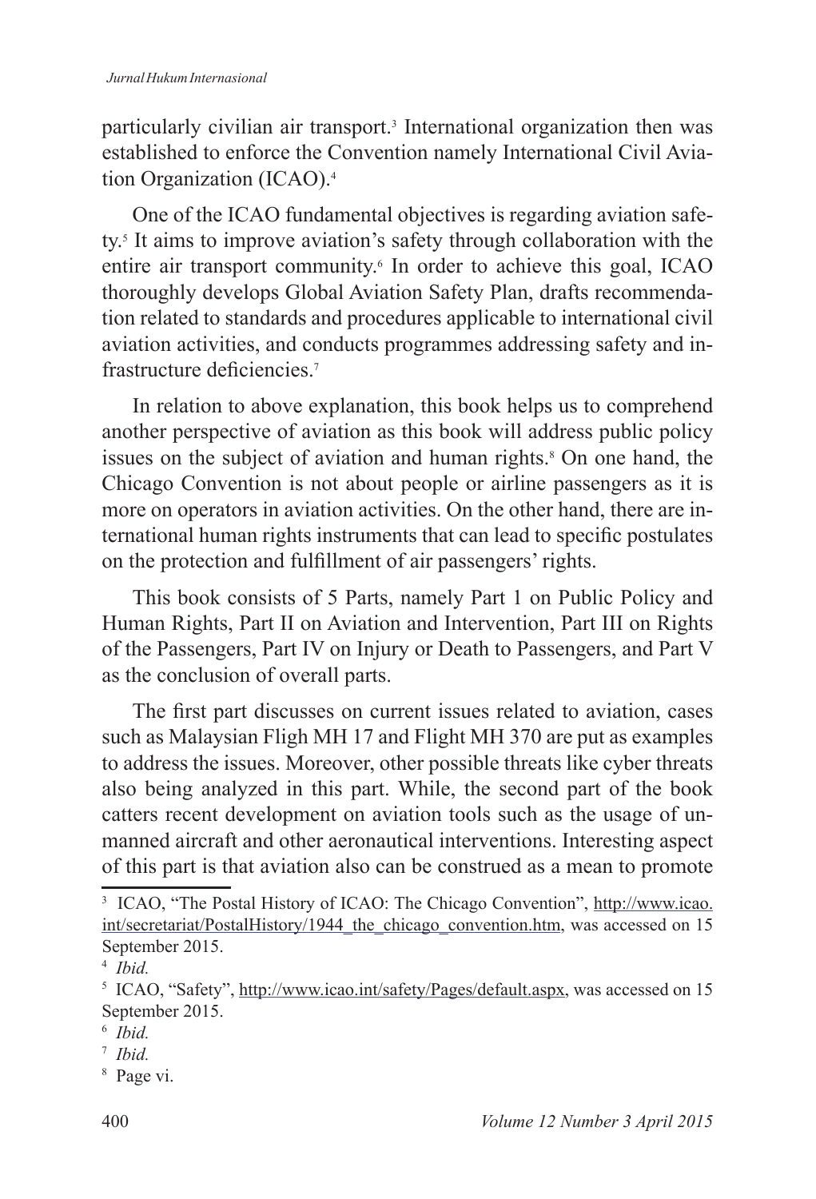particularly civilian air transport.[3] International organization then was established to enforce the Convention namely International Civil Aviation Organization (ICAO).[4]

One of the ICAO fundamental objectives is regarding aviation safety.[5] It aims to improve aviation's safety through collaboration with the entire air transport community.[6] In order to achieve this goal, ICAO thoroughly develops Global Aviation Safety Plan, drafts recommendation related to standards and procedures applicable to international civil aviation activities, and conducts programmes addressing safety and infrastructure deficiencies.[7]

In relation to above explanation, this book helps us to comprehend another perspective of aviation as this book will address public policy issues on the subject of aviation and human rights.[8] On one hand, the Chicago Convention is not about people or airline passengers as it is more on operators in aviation activities. On the other hand, there are international human rights instruments that can lead to specific postulates on the protection and fulfillment of air passengers' rights.

This book consists of 5 Parts, namely Part 1 on Public Policy and Human Rights, Part II on Aviation and Intervention, Part III on Rights of the Passengers, Part IV on Injury or Death to Passengers, and Part V as the conclusion of overall parts.

The first part discusses on current issues related to aviation, cases such as Malaysian Fligh MH 17 and Flight MH 370 are put as examples to address the issues. Moreover, other possible threats like cyber threats also being analyzed in this part. While, the second part of the book catters recent development on aviation tools such as the usage of unmanned aircraft and other aeronautical interventions. Interesting aspect of this part is that aviation also can be construed as a mean to promote

---

[3] ICAO, "The Postal History of ICAO: The Chicago Convention", http://www.icao.int/secretariat/PostalHistory/1944_the_chicago_convention.htm, was accessed on 15 September 2015.

[4] *Ibid.*

[5] ICAO, "Safety", http://www.icao.int/safety/Pages/default.aspx, was accessed on 15 September 2015.

[6] *Ibid.*

[7] *Ibid.*

[8] Page vi.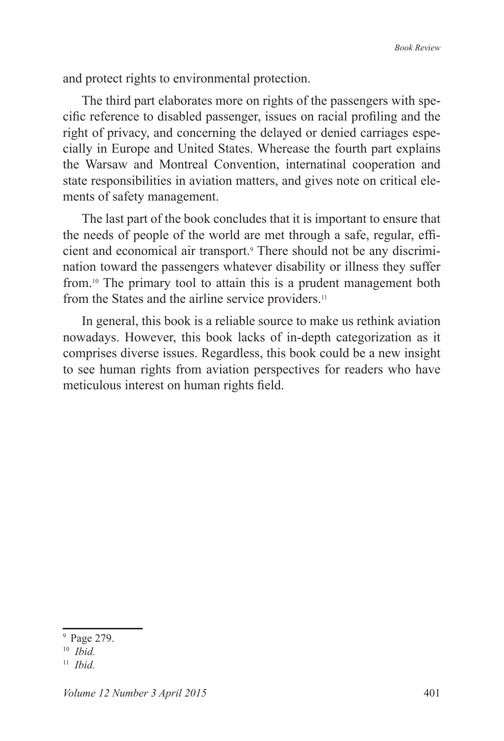and protect rights to environmental protection.

The third part elaborates more on rights of the passengers with specific reference to disabled passenger, issues on racial profiling and the right of privacy, and concerning the delayed or denied carriages especially in Europe and United States. Wherease the fourth part explains the Warsaw and Montreal Convention, internatinal cooperation and state responsibilities in aviation matters, and gives note on critical elements of safety management.

The last part of the book concludes that it is important to ensure that the needs of people of the world are met through a safe, regular, efficient and economical air transport.[9] There should not be any discrimination toward the passengers whatever disability or illness they suffer from.[10] The primary tool to attain this is a prudent management both from the States and the airline service providers.[11]

In general, this book is a reliable source to make us rethink aviation nowadays. However, this book lacks of in-depth categorization as it comprises diverse issues. Regardless, this book could be a new insight to see human rights from aviation perspectives for readers who have meticulous interest on human rights field.

---

[9] Page 279.

[10] *Ibid.*

[11] *Ibid.*